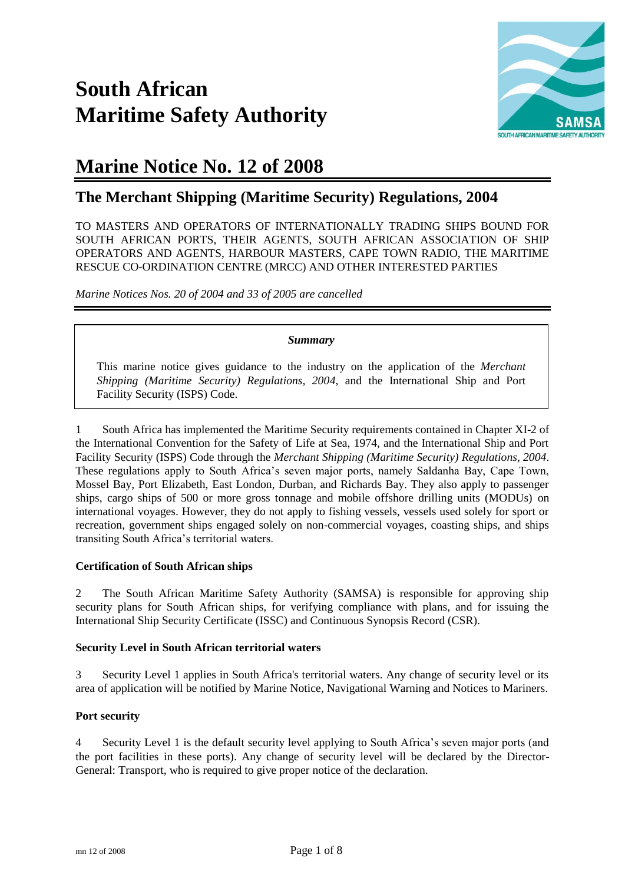# South African Maritime Safety Authority

# Marine Notice No. 12 of 2008

## The Merchant Shipping (Maritime Security) Regulations, 2004

TO MASTERS AND OPERATORS OF INTERNATIONALLY TRADING SHIPS BOUND FOR SOUTH AFRICAN PORTS, THEIR AGENTS, SOUTH AFRICAN ASSOCIATION OF SHIP OPERATORS AND AGENTS, HARBOUR MASTERS, CAPE TOWN RADIO, THE MARITIME RESCUE CO-ORDINATION CENTRE (MRCC) AND OTHER INTERESTED PARTIES

*Marine Notices Nos. 20 of 2004 and 33 of 2005 are cancelled*

***Summary***

This marine notice gives guidance to the industry on the application of the *Merchant Shipping (Maritime Security) Regulations, 2004*, and the International Ship and Port Facility Security (ISPS) Code.

1 South Africa has implemented the Maritime Security requirements contained in Chapter XI-2 of the International Convention for the Safety of Life at Sea, 1974, and the International Ship and Port Facility Security (ISPS) Code through the *Merchant Shipping (Maritime Security) Regulations, 2004*. These regulations apply to South Africa's seven major ports, namely Saldanha Bay, Cape Town, Mossel Bay, Port Elizabeth, East London, Durban, and Richards Bay. They also apply to passenger ships, cargo ships of 500 or more gross tonnage and mobile offshore drilling units (MODUs) on international voyages. However, they do not apply to fishing vessels, vessels used solely for sport or recreation, government ships engaged solely on non-commercial voyages, coasting ships, and ships transiting South Africa's territorial waters.

**Certification of South African ships**

2 The South African Maritime Safety Authority (SAMSA) is responsible for approving ship security plans for South African ships, for verifying compliance with plans, and for issuing the International Ship Security Certificate (ISSC) and Continuous Synopsis Record (CSR).

**Security Level in South African territorial waters**

3 Security Level 1 applies in South Africa's territorial waters. Any change of security level or its area of application will be notified by Marine Notice, Navigational Warning and Notices to Mariners.

**Port security**

4 Security Level 1 is the default security level applying to South Africa's seven major ports (and the port facilities in these ports). Any change of security level will be declared by the Director-General: Transport, who is required to give proper notice of the declaration.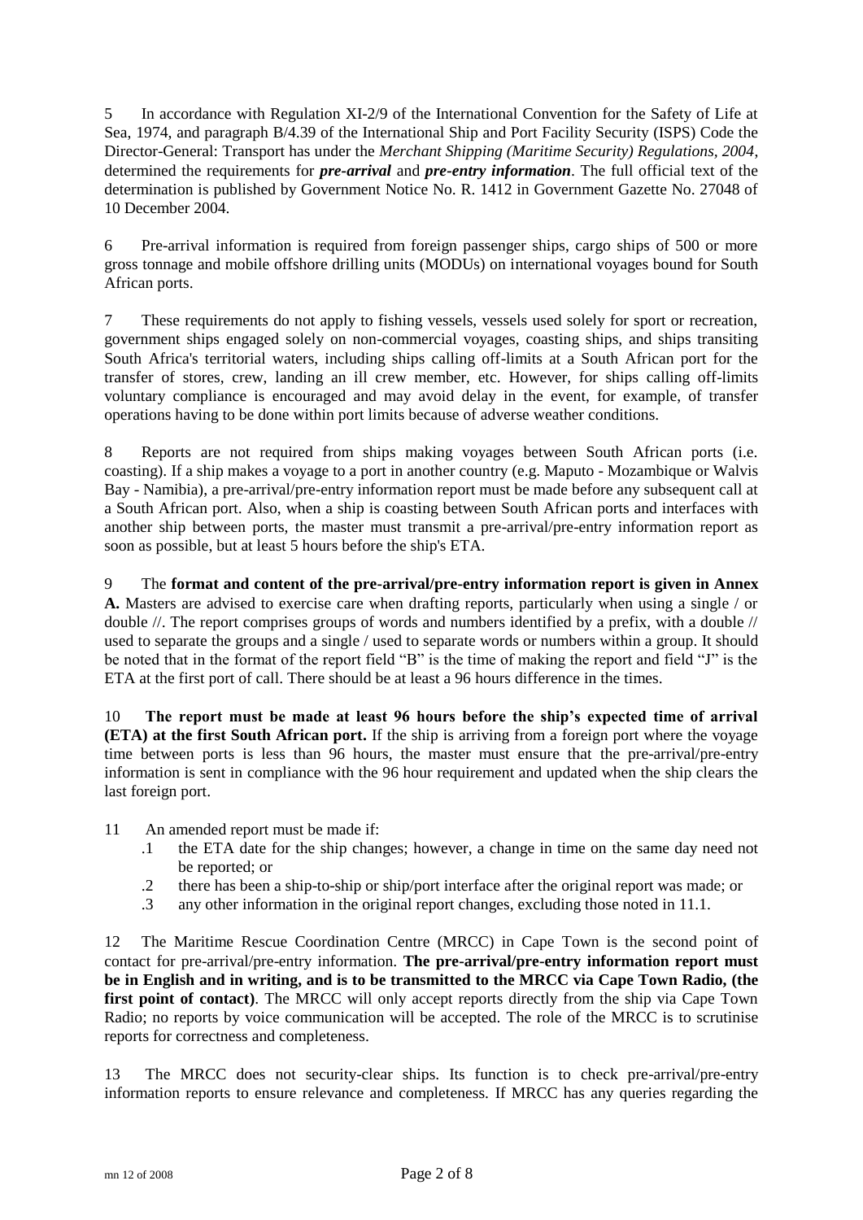5 In accordance with Regulation XI-2/9 of the International Convention for the Safety of Life at Sea, 1974, and paragraph B/4.39 of the International Ship and Port Facility Security (ISPS) Code the Director-General: Transport has under the *Merchant Shipping (Maritime Security) Regulations, 2004*, determined the requirements for ***pre-arrival*** and ***pre-entry information***. The full official text of the determination is published by Government Notice No. R. 1412 in Government Gazette No. 27048 of 10 December 2004.

6 Pre-arrival information is required from foreign passenger ships, cargo ships of 500 or more gross tonnage and mobile offshore drilling units (MODUs) on international voyages bound for South African ports.

7 These requirements do not apply to fishing vessels, vessels used solely for sport or recreation, government ships engaged solely on non-commercial voyages, coasting ships, and ships transiting South Africa's territorial waters, including ships calling off-limits at a South African port for the transfer of stores, crew, landing an ill crew member, etc. However, for ships calling off-limits voluntary compliance is encouraged and may avoid delay in the event, for example, of transfer operations having to be done within port limits because of adverse weather conditions.

8 Reports are not required from ships making voyages between South African ports (i.e. coasting). If a ship makes a voyage to a port in another country (e.g. Maputo - Mozambique or Walvis Bay - Namibia), a pre-arrival/pre-entry information report must be made before any subsequent call at a South African port. Also, when a ship is coasting between South African ports and interfaces with another ship between ports, the master must transmit a pre-arrival/pre-entry information report as soon as possible, but at least 5 hours before the ship's ETA.

9 The **format and content of the pre-arrival/pre-entry information report is given in Annex A.** Masters are advised to exercise care when drafting reports, particularly when using a single / or double //. The report comprises groups of words and numbers identified by a prefix, with a double // used to separate the groups and a single / used to separate words or numbers within a group. It should be noted that in the format of the report field "B" is the time of making the report and field "J" is the ETA at the first port of call. There should be at least a 96 hours difference in the times.

10 **The report must be made at least 96 hours before the ship's expected time of arrival (ETA) at the first South African port.** If the ship is arriving from a foreign port where the voyage time between ports is less than 96 hours, the master must ensure that the pre-arrival/pre-entry information is sent in compliance with the 96 hour requirement and updated when the ship clears the last foreign port.

11 An amended report must be made if:

- .1 the ETA date for the ship changes; however, a change in time on the same day need not be reported; or
- .2 there has been a ship-to-ship or ship/port interface after the original report was made; or
- .3 any other information in the original report changes, excluding those noted in 11.1.

12 The Maritime Rescue Coordination Centre (MRCC) in Cape Town is the second point of contact for pre-arrival/pre-entry information. **The pre-arrival/pre-entry information report must be in English and in writing, and is to be transmitted to the MRCC via Cape Town Radio, (the first point of contact)**. The MRCC will only accept reports directly from the ship via Cape Town Radio; no reports by voice communication will be accepted. The role of the MRCC is to scrutinise reports for correctness and completeness.

13 The MRCC does not security-clear ships. Its function is to check pre-arrival/pre-entry information reports to ensure relevance and completeness. If MRCC has any queries regarding the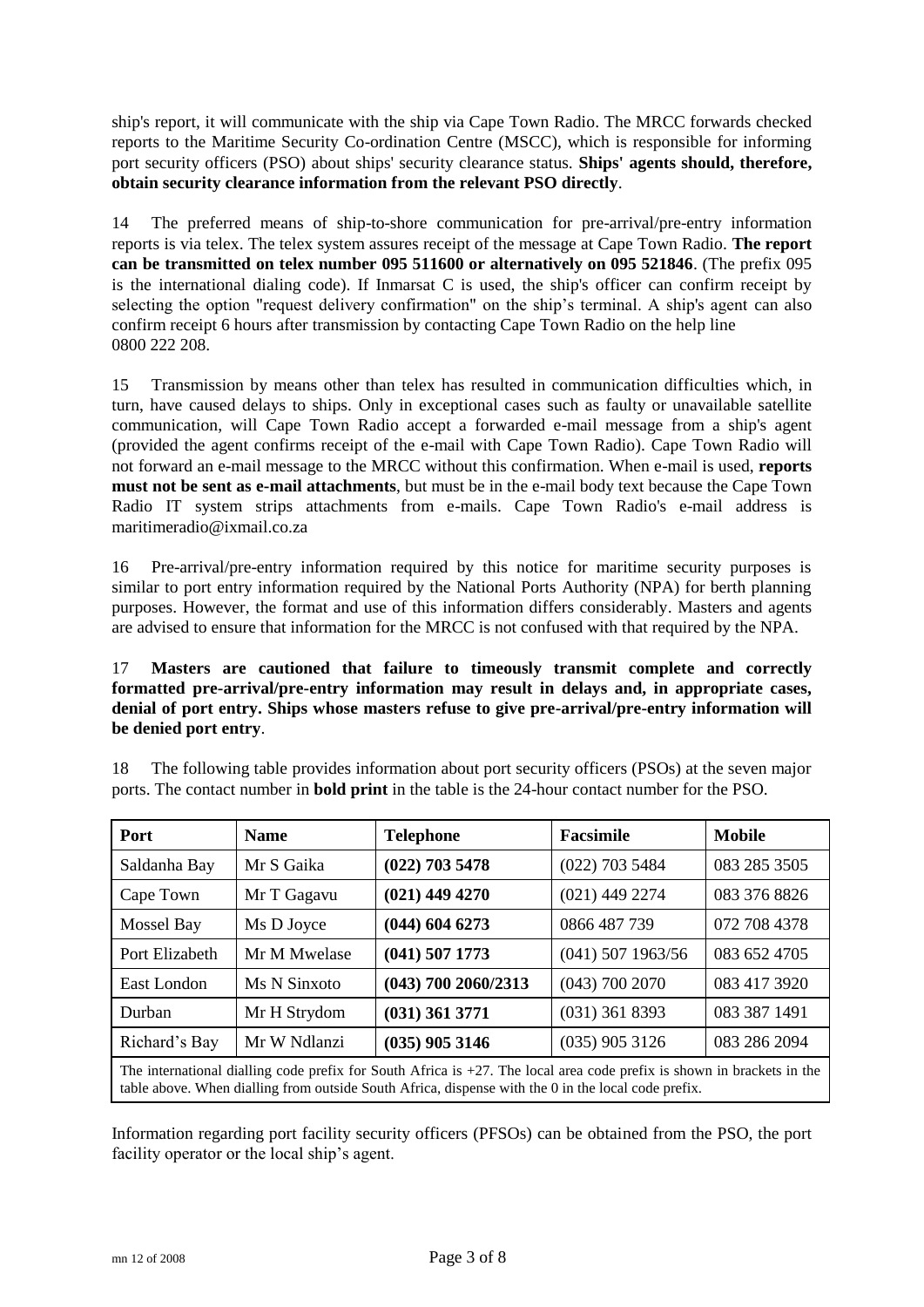ship's report, it will communicate with the ship via Cape Town Radio. The MRCC forwards checked reports to the Maritime Security Co-ordination Centre (MSCC), which is responsible for informing port security officers (PSO) about ships' security clearance status. **Ships' agents should, therefore, obtain security clearance information from the relevant PSO directly**.

14 The preferred means of ship-to-shore communication for pre-arrival/pre-entry information reports is via telex. The telex system assures receipt of the message at Cape Town Radio. **The report can be transmitted on telex number 095 511600 or alternatively on 095 521846**. (The prefix 095 is the international dialing code). If Inmarsat C is used, the ship's officer can confirm receipt by selecting the option "request delivery confirmation" on the ship's terminal. A ship's agent can also confirm receipt 6 hours after transmission by contacting Cape Town Radio on the help line 0800 222 208.

15 Transmission by means other than telex has resulted in communication difficulties which, in turn, have caused delays to ships. Only in exceptional cases such as faulty or unavailable satellite communication, will Cape Town Radio accept a forwarded e-mail message from a ship's agent (provided the agent confirms receipt of the e-mail with Cape Town Radio). Cape Town Radio will not forward an e-mail message to the MRCC without this confirmation. When e-mail is used, **reports must not be sent as e-mail attachments**, but must be in the e-mail body text because the Cape Town Radio IT system strips attachments from e-mails. Cape Town Radio's e-mail address is maritimeradio@ixmail.co.za

16 Pre-arrival/pre-entry information required by this notice for maritime security purposes is similar to port entry information required by the National Ports Authority (NPA) for berth planning purposes. However, the format and use of this information differs considerably. Masters and agents are advised to ensure that information for the MRCC is not confused with that required by the NPA.

17 **Masters are cautioned that failure to timeously transmit complete and correctly formatted pre-arrival/pre-entry information may result in delays and, in appropriate cases, denial of port entry. Ships whose masters refuse to give pre-arrival/pre-entry information will be denied port entry**.

18 The following table provides information about port security officers (PSOs) at the seven major ports. The contact number in **bold print** in the table is the 24-hour contact number for the PSO.

| Port | Name | Telephone | Facsimile | Mobile |
|---|---|---|---|---|
| Saldanha Bay | Mr S Gaika | **(022) 703 5478** | (022) 703 5484 | 083 285 3505 |
| Cape Town | Mr T Gagavu | **(021) 449 4270** | (021) 449 2274 | 083 376 8826 |
| Mossel Bay | Ms D Joyce | **(044) 604 6273** | 0866 487 739 | 072 708 4378 |
| Port Elizabeth | Mr M Mwelase | **(041) 507 1773** | (041) 507 1963/56 | 083 652 4705 |
| East London | Ms N Sinxoto | **(043) 700 2060/2313** | (043) 700 2070 | 083 417 3920 |
| Durban | Mr H Strydom | **(031) 361 3771** | (031) 361 8393 | 083 387 1491 |
| Richard's Bay | Mr W Ndlanzi | **(035) 905 3146** | (035) 905 3126 | 083 286 2094 |
| The international dialling code prefix for South Africa is +27. The local area code prefix is shown in brackets in the table above. When dialling from outside South Africa, dispense with the 0 in the local code prefix. | | | | |

Information regarding port facility security officers (PFSOs) can be obtained from the PSO, the port facility operator or the local ship's agent.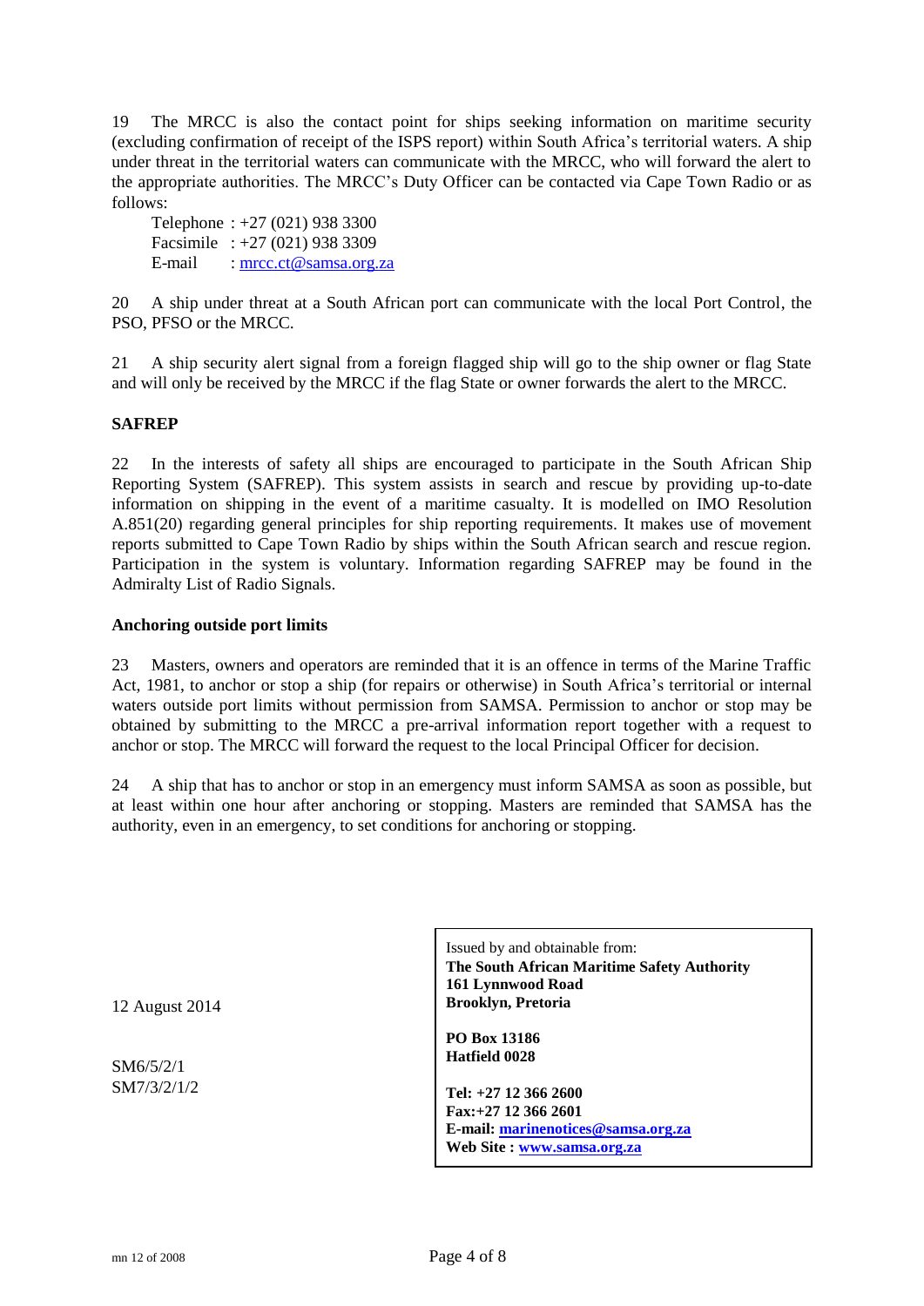19 The MRCC is also the contact point for ships seeking information on maritime security (excluding confirmation of receipt of the ISPS report) within South Africa's territorial waters. A ship under threat in the territorial waters can communicate with the MRCC, who will forward the alert to the appropriate authorities. The MRCC's Duty Officer can be contacted via Cape Town Radio or as follows:

Telephone : +27 (021) 938 3300
Facsimile : +27 (021) 938 3309
E-mail : mrcc.ct@samsa.org.za

20 A ship under threat at a South African port can communicate with the local Port Control, the PSO, PFSO or the MRCC.

21 A ship security alert signal from a foreign flagged ship will go to the ship owner or flag State and will only be received by the MRCC if the flag State or owner forwards the alert to the MRCC.

**SAFREP**

22 In the interests of safety all ships are encouraged to participate in the South African Ship Reporting System (SAFREP). This system assists in search and rescue by providing up-to-date information on shipping in the event of a maritime casualty. It is modelled on IMO Resolution A.851(20) regarding general principles for ship reporting requirements. It makes use of movement reports submitted to Cape Town Radio by ships within the South African search and rescue region. Participation in the system is voluntary. Information regarding SAFREP may be found in the Admiralty List of Radio Signals.

**Anchoring outside port limits**

23 Masters, owners and operators are reminded that it is an offence in terms of the Marine Traffic Act, 1981, to anchor or stop a ship (for repairs or otherwise) in South Africa's territorial or internal waters outside port limits without permission from SAMSA. Permission to anchor or stop may be obtained by submitting to the MRCC a pre-arrival information report together with a request to anchor or stop. The MRCC will forward the request to the local Principal Officer for decision.

24 A ship that has to anchor or stop in an emergency must inform SAMSA as soon as possible, but at least within one hour after anchoring or stopping. Masters are reminded that SAMSA has the authority, even in an emergency, to set conditions for anchoring or stopping.

12 August 2014

SM6/5/2/1
SM7/3/2/1/2

Issued by and obtainable from:
**The South African Maritime Safety Authority**
**161 Lynnwood Road**
**Brooklyn, Pretoria**

**PO Box 13186**
**Hatfield 0028**

**Tel: +27 12 366 2600**
**Fax:+27 12 366 2601**
**E-mail: marinenotices@samsa.org.za**
**Web Site : www.samsa.org.za**

mn 12 of 2008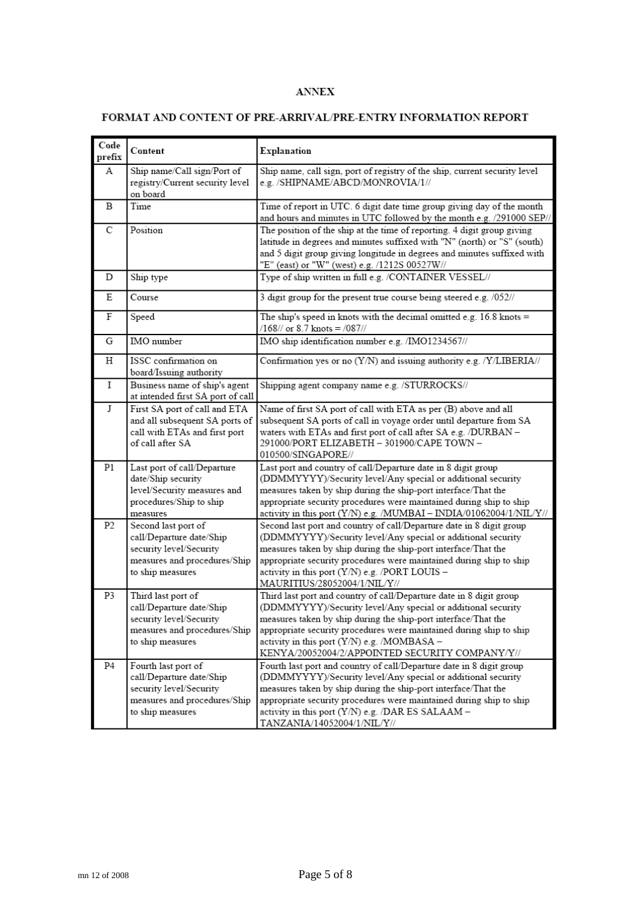# ANNEX

## FORMAT AND CONTENT OF PRE-ARRIVAL/PRE-ENTRY INFORMATION REPORT

| Code prefix | Content | Explanation |
|---|---|---|
| A | Ship name/Call sign/Port of registry/Current security level on board | Ship name, call sign, port of registry of the ship, current security level e.g. /SHIPNAME/ABCD/MONROVIA/1// |
| B | Time | Time of report in UTC. 6 digit date time group giving day of the month and hours and minutes in UTC followed by the month e.g. /291000 SEP// |
| C | Position | The position of the ship at the time of reporting. 4 digit group giving latitude in degrees and minutes suffixed with "N" (north) or "S" (south) and 5 digit group giving longitude in degrees and minutes suffixed with "E" (east) or "W" (west) e.g. /1212S 00527W// |
| D | Ship type | Type of ship written in full e.g. /CONTAINER VESSEL// |
| E | Course | 3 digit group for the present true course being steered e.g. /052// |
| F | Speed | The ship's speed in knots with the decimal omitted e.g. 16.8 knots = /168// or 8.7 knots = /087// |
| G | IMO number | IMO ship identification number e.g. /IMO1234567// |
| H | ISSC confirmation on board/Issuing authority | Confirmation yes or no (Y/N) and issuing authority e.g. /Y/LIBERIA// |
| I | Business name of ship's agent at intended first SA port of call | Shipping agent company name e.g. /STURROCKS// |
| J | First SA port of call and ETA and all subsequent SA ports of call with ETAs and first port of call after SA | Name of first SA port of call with ETA as per (B) above and all subsequent SA ports of call in voyage order until departure from SA waters with ETAs and first port of call after SA e.g. /DURBAN – 291000/PORT ELIZABETH – 301900/CAPE TOWN – 010500/SINGAPORE// |
| P1 | Last port of call/Departure date/Ship security level/Security measures and procedures/Ship to ship measures | Last port and country of call/Departure date in 8 digit group (DDMMYYYY)/Security level/Any special or additional security measures taken by ship during the ship-port interface/That the appropriate security procedures were maintained during ship to ship activity in this port (Y/N) e.g. /MUMBAI – INDIA/01062004/1/NIL/Y// |
| P2 | Second last port of call/Departure date/Ship security level/Security measures and procedures/Ship to ship measures | Second last port and country of call/Departure date in 8 digit group (DDMMYYYY)/Security level/Any special or additional security measures taken by ship during the ship-port interface/That the appropriate security procedures were maintained during ship to ship activity in this port (Y/N) e.g. /PORT LOUIS – MAURITIUS/28052004/1/NIL/Y// |
| P3 | Third last port of call/Departure date/Ship security level/Security measures and procedures/Ship to ship measures | Third last port and country of call/Departure date in 8 digit group (DDMMYYYY)/Security level/Any special or additional security measures taken by ship during the ship-port interface/That the appropriate security procedures were maintained during ship to ship activity in this port (Y/N) e.g. /MOMBASA – KENYA/20052004/2/APPOINTED SECURITY COMPANY/Y// |
| P4 | Fourth last port of call/Departure date/Ship security level/Security measures and procedures/Ship to ship measures | Fourth last port and country of call/Departure date in 8 digit group (DDMMYYYY)/Security level/Any special or additional security measures taken by ship during the ship-port interface/That the appropriate security procedures were maintained during ship to ship activity in this port (Y/N) e.g. /DAR ES SALAAM – TANZANIA/14052004/1/NIL/Y// |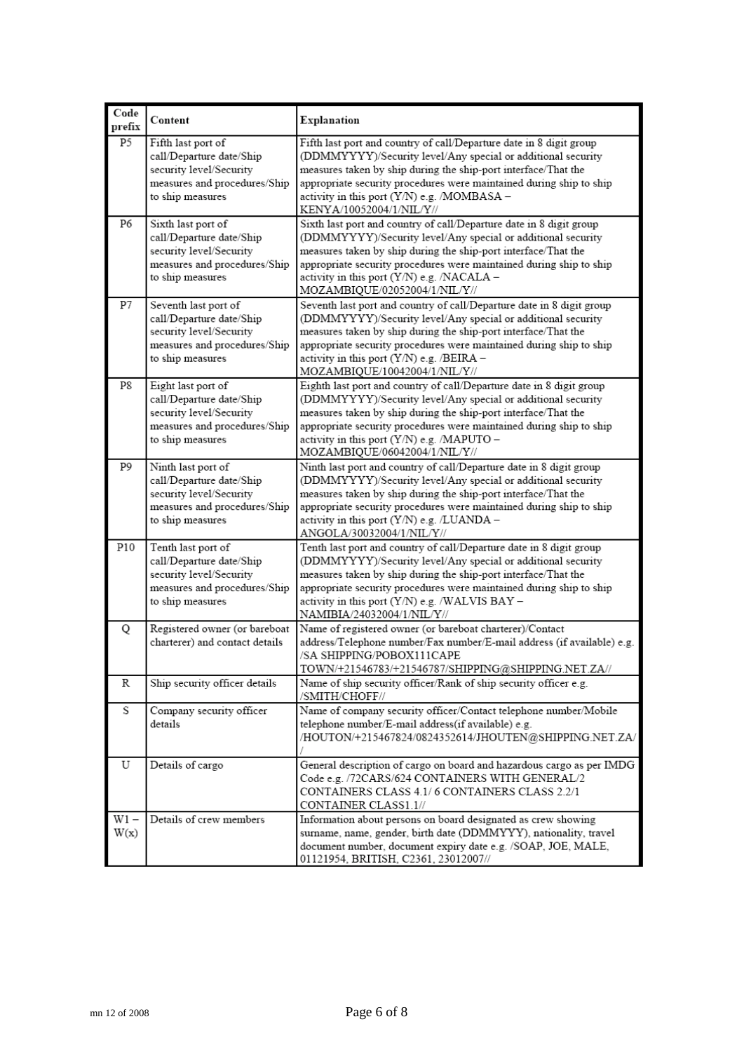| Code prefix | Content | Explanation |
|---|---|---|
| P5 | Fifth last port of call/Departure date/Ship security level/Security measures and procedures/Ship to ship measures | Fifth last port and country of call/Departure date in 8 digit group (DDMMYYYY)/Security level/Any special or additional security measures taken by ship during the ship-port interface/That the appropriate security procedures were maintained during ship to ship activity in this port (Y/N) e.g. /MOMBASA – KENYA/10052004/1/NIL/Y// |
| P6 | Sixth last port of call/Departure date/Ship security level/Security measures and procedures/Ship to ship measures | Sixth last port and country of call/Departure date in 8 digit group (DDMMYYYY)/Security level/Any special or additional security measures taken by ship during the ship-port interface/That the appropriate security procedures were maintained during ship to ship activity in this port (Y/N) e.g. /NACALA – MOZAMBIQUE/02052004/1/NIL/Y// |
| P7 | Seventh last port of call/Departure date/Ship security level/Security measures and procedures/Ship to ship measures | Seventh last port and country of call/Departure date in 8 digit group (DDMMYYYY)/Security level/Any special or additional security measures taken by ship during the ship-port interface/That the appropriate security procedures were maintained during ship to ship activity in this port (Y/N) e.g. /BEIRA – MOZAMBIQUE/10042004/1/NIL/Y// |
| P8 | Eight last port of call/Departure date/Ship security level/Security measures and procedures/Ship to ship measures | Eighth last port and country of call/Departure date in 8 digit group (DDMMYYYY)/Security level/Any special or additional security measures taken by ship during the ship-port interface/That the appropriate security procedures were maintained during ship to ship activity in this port (Y/N) e.g. /MAPUTO – MOZAMBIQUE/06042004/1/NIL/Y// |
| P9 | Ninth last port of call/Departure date/Ship security level/Security measures and procedures/Ship to ship measures | Ninth last port and country of call/Departure date in 8 digit group (DDMMYYYY)/Security level/Any special or additional security measures taken by ship during the ship-port interface/That the appropriate security procedures were maintained during ship to ship activity in this port (Y/N) e.g. /LUANDA – ANGOLA/30032004/1/NIL/Y// |
| P10 | Tenth last port of call/Departure date/Ship security level/Security measures and procedures/Ship to ship measures | Tenth last port and country of call/Departure date in 8 digit group (DDMMYYYY)/Security level/Any special or additional security measures taken by ship during the ship-port interface/That the appropriate security procedures were maintained during ship to ship activity in this port (Y/N) e.g. /WALVIS BAY – NAMIBIA/24032004/1/NIL/Y// |
| Q | Registered owner (or bareboat charterer) and contact details | Name of registered owner (or bareboat charterer)/Contact address/Telephone number/Fax number/E-mail address (if available) e.g. /SA SHIPPING/POBOX111CAPE TOWN/+21546783/+21546787/SHIPPING@SHIPPING.NET.ZA// |
| R | Ship security officer details | Name of ship security officer/Rank of ship security officer e.g. /SMITH/CHOFF// |
| S | Company security officer details | Name of company security officer/Contact telephone number/Mobile telephone number/E-mail address(if available) e.g. /HOUTON/+215467824/0824352614/JHOUTEN@SHIPPING.NET.ZA// |
| U | Details of cargo | General description of cargo on board and hazardous cargo as per IMDG Code e.g. /72CARS/624 CONTAINERS WITH GENERAL/2 CONTAINERS CLASS 4.1/ 6 CONTAINERS CLASS 2.2/1 CONTAINER CLASS1.1// |
| W1 – W(x) | Details of crew members | Information about persons on board designated as crew showing surname, name, gender, birth date (DDMMYYY), nationality, travel document number, document expiry date e.g. /SOAP, JOE, MALE, 01121954, BRITISH, C2361, 23012007// |

mn 12 of 2008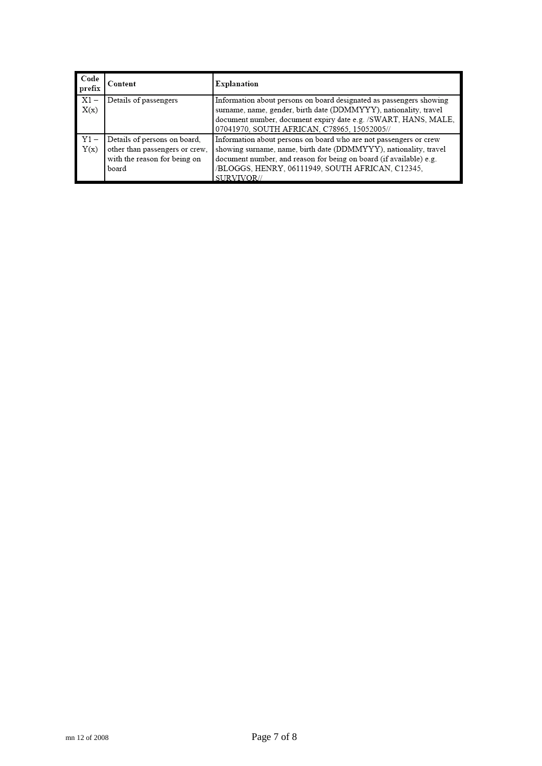| Code prefix | Content | Explanation |
|---|---|---|
| X1 – X(x) | Details of passengers | Information about persons on board designated as passengers showing surname, name, gender, birth date (DDMMYYY), nationality, travel document number, document expiry date e.g. /SWART, HANS, MALE, 07041970, SOUTH AFRICAN, C78965, 15052005// |
| Y1 – Y(x) | Details of persons on board, other than passengers or crew, with the reason for being on board | Information about persons on board who are not passengers or crew showing surname, name, birth date (DDMMYYY), nationality, travel document number, and reason for being on board (if available) e.g. /BLOGGS, HENRY, 06111949, SOUTH AFRICAN, C12345, SURVIVOR// |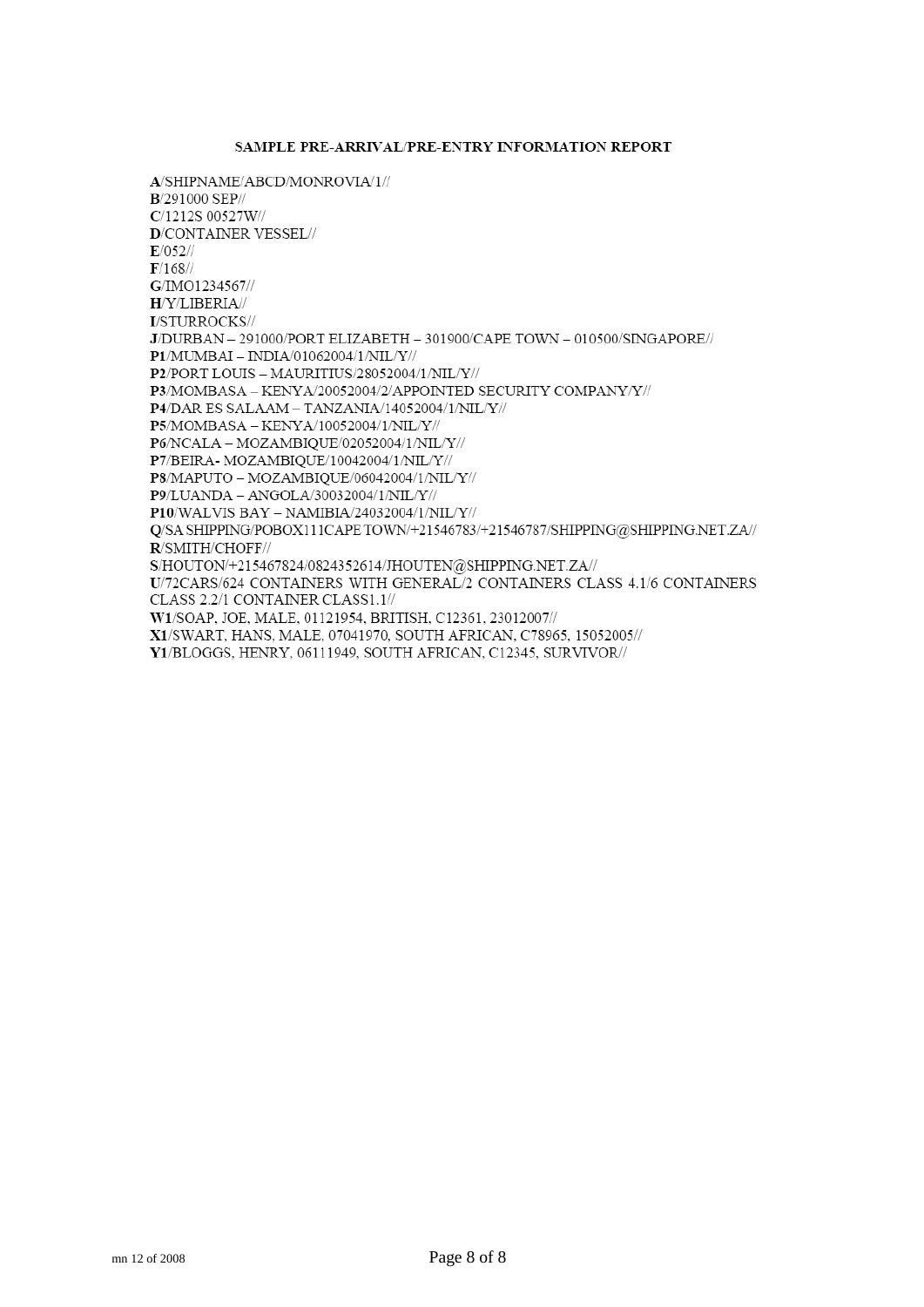## SAMPLE PRE-ARRIVAL/PRE-ENTRY INFORMATION REPORT

**A**/SHIPNAME/ABCD/MONROVIA/1//
**B**/291000 SEP//
**C**/1212S 00527W//
**D**/CONTAINER VESSEL//
**E**/052//
**F**/168//
**G**/IMO1234567//
**H**/Y/LIBERIA//
**I**/STURROCKS//
**J**/DURBAN – 291000/PORT ELIZABETH – 301900/CAPE TOWN – 010500/SINGAPORE//
**P1**/MUMBAI – INDIA/01062004/1/NIL/Y//
**P2**/PORT LOUIS – MAURITIUS/28052004/1/NIL/Y//
**P3**/MOMBASA – KENYA/20052004/2/APPOINTED SECURITY COMPANY/Y//
**P4**/DAR ES SALAAM – TANZANIA/14052004/1/NIL/Y//
**P5**/MOMBASA – KENYA/10052004/1/NIL/Y//
**P6**/NCALA – MOZAMBIQUE/02052004/1/NIL/Y//
**P7**/BEIRA- MOZAMBIQUE/10042004/1/NIL/Y//
**P8**/MAPUTO – MOZAMBIQUE/06042004/1/NIL/Y//
**P9**/LUANDA – ANGOLA/30032004/1/NIL/Y//
**P10**/WALVIS BAY – NAMIBIA/24032004/1/NIL/Y//
**Q**/SA SHIPPING/POBOX111CAPE TOWN/+21546783/+21546787/SHIPPING@SHIPPING.NET.ZA//
**R**/SMITH/CHOFF//
**S**/HOUTON/+215467824/0824352614/JHOUTEN@SHIPPING.NET.ZA//
**U**/72CARS/624 CONTAINERS WITH GENERAL/2 CONTAINERS CLASS 4.1/6 CONTAINERS CLASS 2.2/1 CONTAINER CLASS1.1//
**W1**/SOAP, JOE, MALE, 01121954, BRITISH, C12361, 23012007//
**X1**/SWART, HANS, MALE, 07041970, SOUTH AFRICAN, C78965, 15052005//
**Y1**/BLOGGS, HENRY, 06111949, SOUTH AFRICAN, C12345, SURVIVOR//